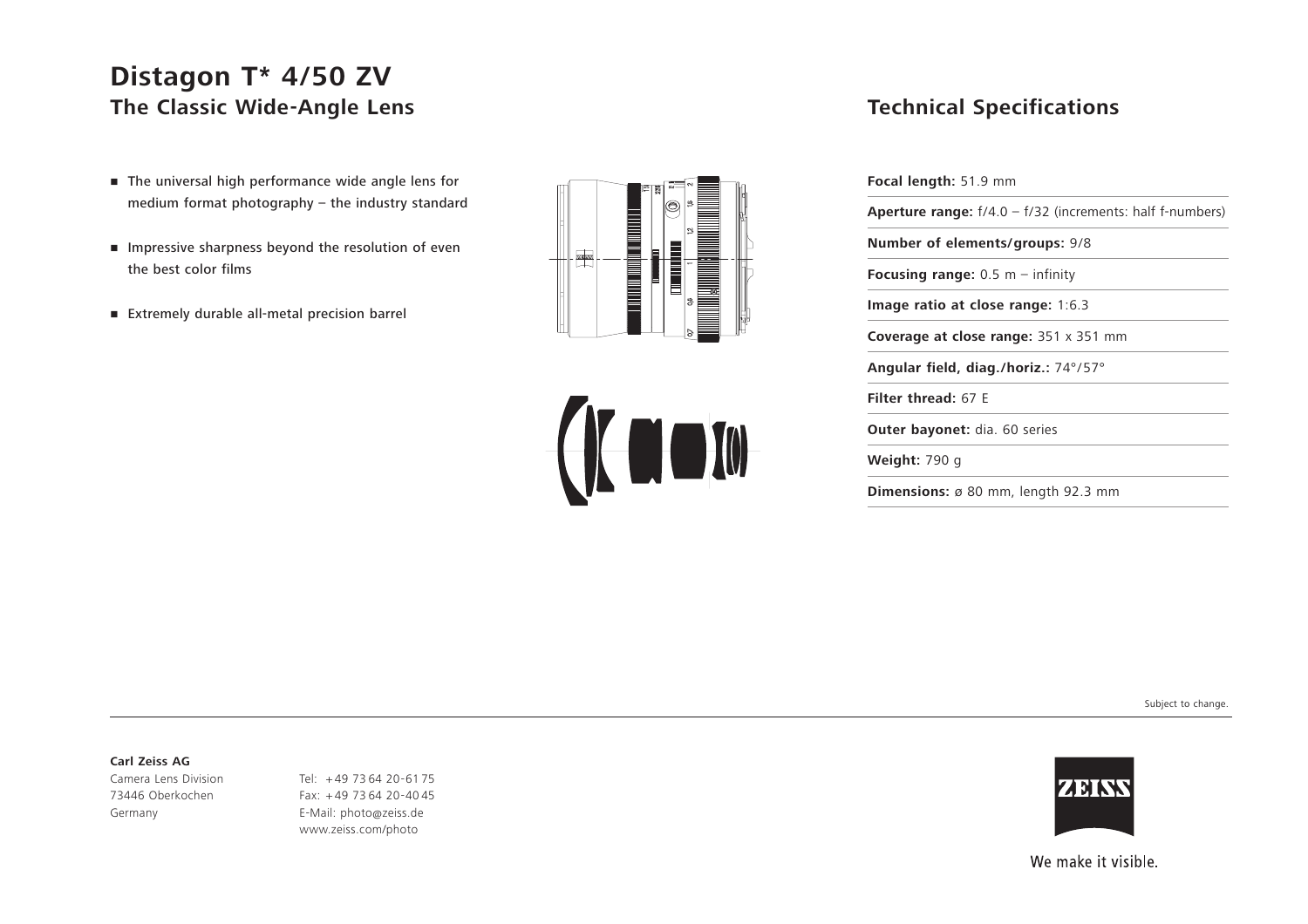# Distagon T* 4/50 ZV

## The Classic Wide-Angle Lens

- The universal high performance wide angle lens for medium format photography – the industry standard
- Impressive sharpness beyond the resolution of even the best color films
- Extremely durable all-metal precision barrel

## Technical Specifications

**Focal length:** 51.9 mm

**Aperture range:** f/4.0 – f/32 (increments: half f-numbers)

**Number of elements/groups:** 9/8

**Focusing range:** 0.5 m – infinity

**Image ratio at close range:** 1:6.3

**Coverage at close range:** 351 x 351 mm

**Angular field, diag./horiz.:** 74°/57°

**Filter thread:** 67 E

**Outer bayonet:** dia. 60 series

**Weight:** 790 g

**Dimensions:** ø 80 mm, length 92.3 mm

Subject to change.

**Carl Zeiss AG**
Camera Lens Division
73446 Oberkochen
Germany

Tel: +49 73 64 20-61 75
Fax: +49 73 64 20-40 45
E-Mail: photo@zeiss.de
www.zeiss.com/photo

ZEISS

We make it visible.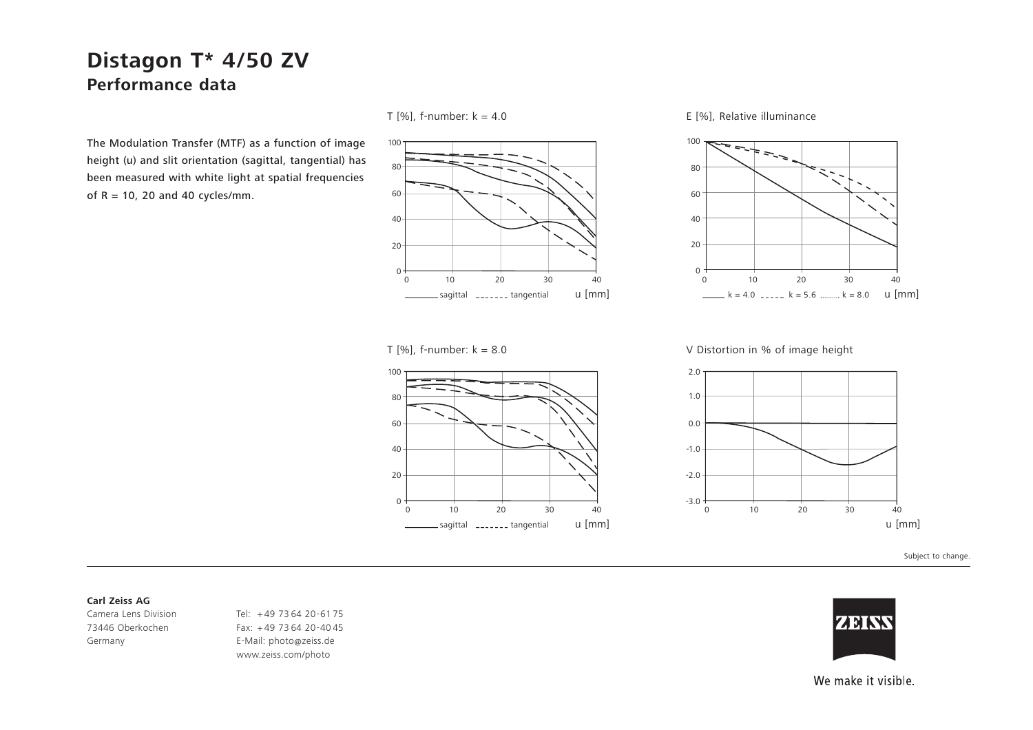# Distagon T* 4/50 ZV

## Performance data

The Modulation Transfer (MTF) as a function of image height (u) and slit orientation (sagittal, tangential) has been measured with white light at spatial frequencies of R = 10, 20 and 40 cycles/mm.

T [%], f-number: k = 4.0

100
80
60
40
20
0
0 10 20 30 40
sagittal tangential u [mm]

E [%], Relative illuminance

100
80
60
40
20
0
0 10 20 30 40
k = 4.0 k = 5.6 k = 8.0 u [mm]

T [%], f-number: k = 8.0

100
80
60
40
20
0
0 10 20 30 40
sagittal tangential u [mm]

V Distortion in % of image height

2.0
1.0
0.0
-1.0
-2.0
-3.0
0 10 20 30 40
u [mm]

Subject to change.

**Carl Zeiss AG**
Camera Lens Division
73446 Oberkochen
Germany

Tel: +49 73 64 20-61 75
Fax: +49 73 64 20-40 45
E-Mail: photo@zeiss.de
www.zeiss.com/photo

ZEISS

We make it visible.